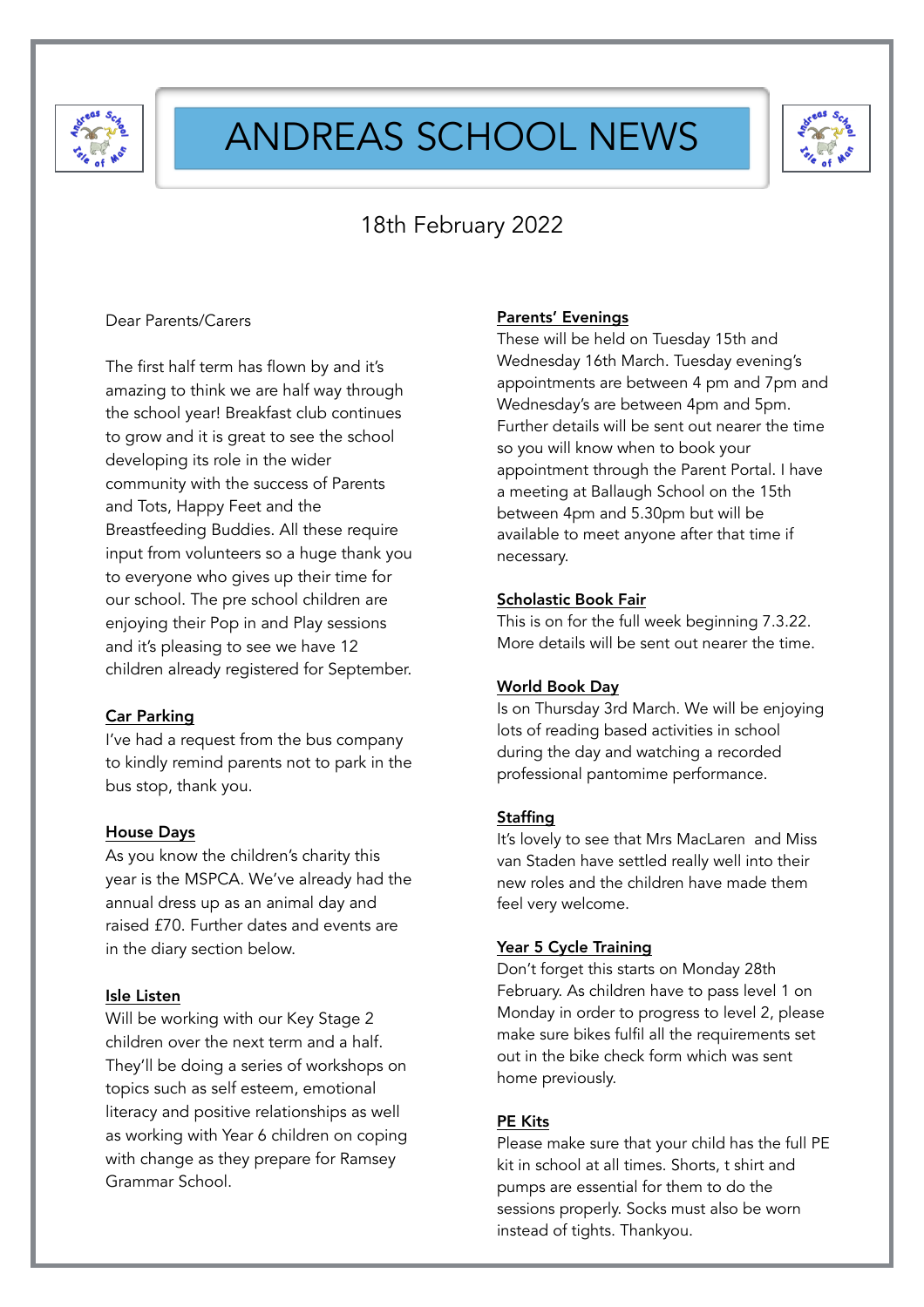# ANDREAS SCHOOL NEWS

18th February 2022

Dear Parents/Carers

The first half term has flown by and it's amazing to think we are half way through the school year! Breakfast club continues to grow and it is great to see the school developing its role in the wider community with the success of Parents and Tots, Happy Feet and the Breastfeeding Buddies. All these require input from volunteers so a huge thank you to everyone who gives up their time for our school. The pre school children are enjoying their Pop in and Play sessions and it's pleasing to see we have 12 children already registered for September.

**Car Parking**

I've had a request from the bus company to kindly remind parents not to park in the bus stop, thank you.

**House Days**

As you know the children's charity this year is the MSPCA. We've already had the annual dress up as an animal day and raised £70. Further dates and events are in the diary section below.

**Isle Listen**

Will be working with our Key Stage 2 children over the next term and a half. They'll be doing a series of workshops on topics such as self esteem, emotional literacy and positive relationships as well as working with Year 6 children on coping with change as they prepare for Ramsey Grammar School.

**Parents' Evenings**

These will be held on Tuesday 15th and Wednesday 16th March. Tuesday evening's appointments are between 4 pm and 7pm and Wednesday's are between 4pm and 5pm. Further details will be sent out nearer the time so you will know when to book your appointment through the Parent Portal. I have a meeting at Ballaugh School on the 15th between 4pm and 5.30pm but will be available to meet anyone after that time if necessary.

**Scholastic Book Fair**

This is on for the full week beginning 7.3.22. More details will be sent out nearer the time.

**World Book Day**

Is on Thursday 3rd March. We will be enjoying lots of reading based activities in school during the day and watching a recorded professional pantomime performance.

**Staffing**

It's lovely to see that Mrs MacLaren and Miss van Staden have settled really well into their new roles and the children have made them feel very welcome.

**Year 5 Cycle Training**

Don't forget this starts on Monday 28th February. As children have to pass level 1 on Monday in order to progress to level 2, please make sure bikes fulfil all the requirements set out in the bike check form which was sent home previously.

**PE Kits**

Please make sure that your child has the full PE kit in school at all times. Shorts, t shirt and pumps are essential for them to do the sessions properly. Socks must also be worn instead of tights. Thankyou.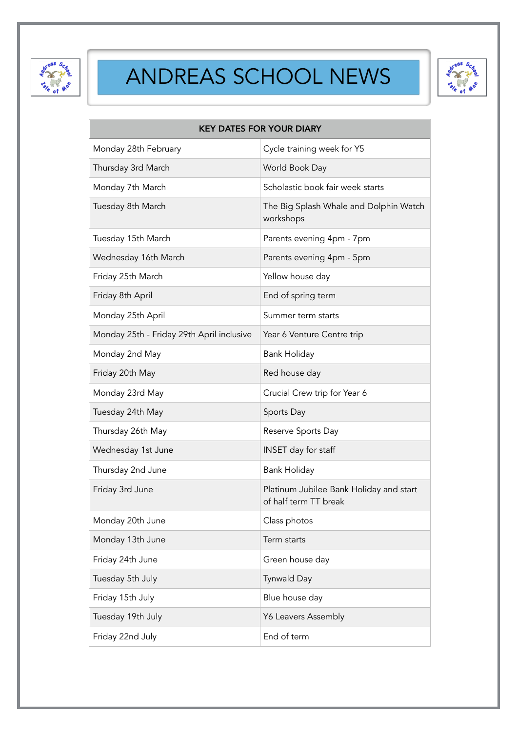# ANDREAS SCHOOL NEWS

| KEY DATES FOR YOUR DIARY | |
|---|---|
| Monday 28th February | Cycle training week for Y5 |
| Thursday 3rd March | World Book Day |
| Monday 7th March | Scholastic book fair week starts |
| Tuesday 8th March | The Big Splash Whale and Dolphin Watch workshops |
| Tuesday 15th March | Parents evening 4pm - 7pm |
| Wednesday 16th March | Parents evening 4pm - 5pm |
| Friday 25th March | Yellow house day |
| Friday 8th April | End of spring term |
| Monday 25th April | Summer term starts |
| Monday 25th - Friday 29th April inclusive | Year 6 Venture Centre trip |
| Monday 2nd May | Bank Holiday |
| Friday 20th May | Red house day |
| Monday 23rd May | Crucial Crew trip for Year 6 |
| Tuesday 24th May | Sports Day |
| Thursday 26th May | Reserve Sports Day |
| Wednesday 1st June | INSET day for staff |
| Thursday 2nd June | Bank Holiday |
| Friday 3rd June | Platinum Jubilee Bank Holiday and start of half term TT break |
| Monday 20th June | Class photos |
| Monday 13th June | Term starts |
| Friday 24th June | Green house day |
| Tuesday 5th July | Tynwald Day |
| Friday 15th July | Blue house day |
| Tuesday 19th July | Y6 Leavers Assembly |
| Friday 22nd July | End of term |